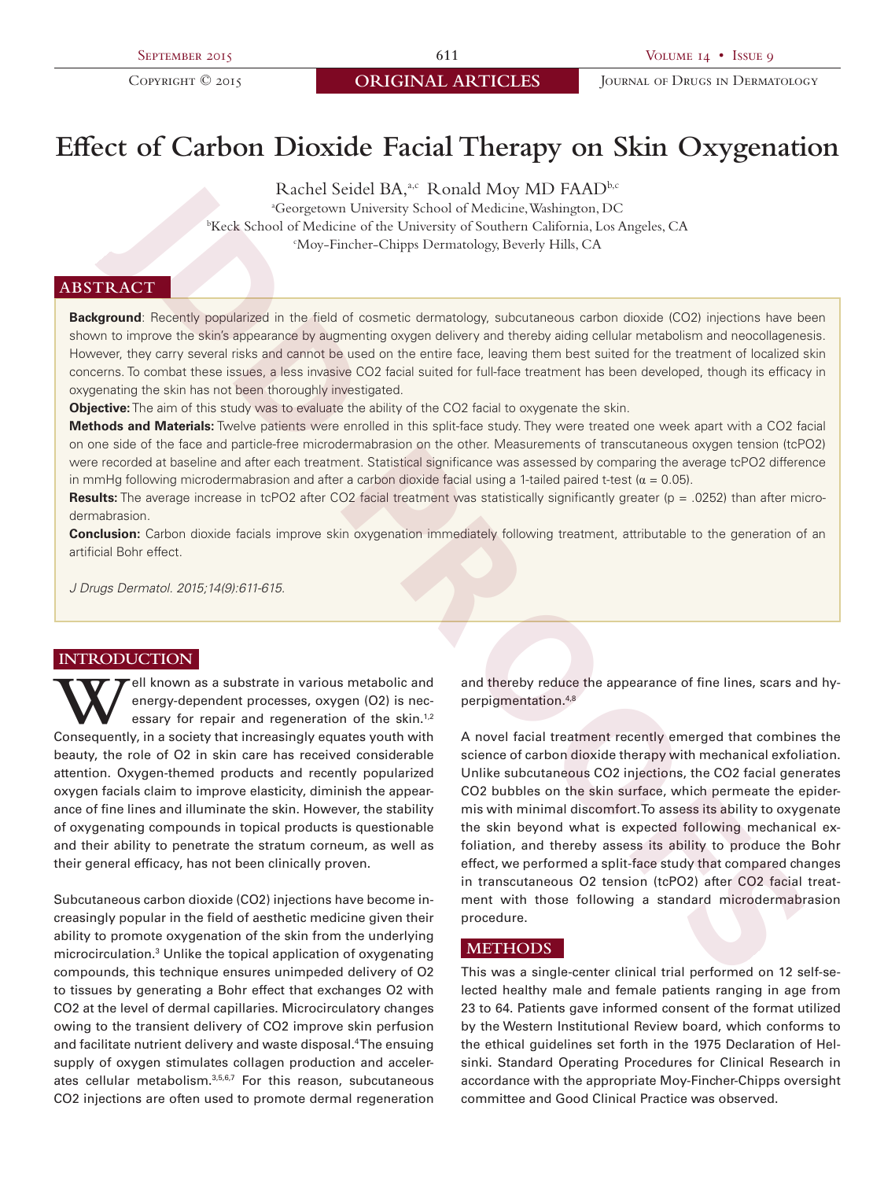# Effect of Carbon Dioxide Facial Therapy on Skin Oxygenation

Rachel Seidel BA,[a,c] Ronald Moy MD FAAD[b,c]

[a]Georgetown University School of Medicine, Washington, DC
[b]Keck School of Medicine of the University of Southern California, Los Angeles, CA
[c]Moy-Fincher-Chipps Dermatology, Beverly Hills, CA

## ABSTRACT

**Background**: Recently popularized in the field of cosmetic dermatology, subcutaneous carbon dioxide ($CO_2$) injections have been shown to improve the skin's appearance by augmenting oxygen delivery and thereby aiding cellular metabolism and neocollagenesis. However, they carry several risks and cannot be used on the entire face, leaving them best suited for the treatment of localized skin concerns. To combat these issues, a less invasive $CO_2$ facial suited for full-face treatment has been developed, though its efficacy in oxygenating the skin has not been thoroughly investigated.

**Objective:** The aim of this study was to evaluate the ability of the $CO_2$ facial to oxygenate the skin.

**Methods and Materials:** Twelve patients were enrolled in this split-face study. They were treated one week apart with a $CO_2$ facial on one side of the face and particle-free microdermabrasion on the other. Measurements of transcutaneous oxygen tension ($tcPO_2$) were recorded at baseline and after each treatment. Statistical significance was assessed by comparing the average $tcPO_2$ difference in mmHg following microdermabrasion and after a carbon dioxide facial using a 1-tailed paired t-test ($\alpha = 0.05$).

**Results:** The average increase in $tcPO_2$ after $CO_2$ facial treatment was statistically significantly greater ($p = .0252$) than after microdermabrasion.

**Conclusion:** Carbon dioxide facials improve skin oxygenation immediately following treatment, attributable to the generation of an artificial Bohr effect.

*J Drugs Dermatol. 2015;14(9):611-615.*

## INTRODUCTION

Well known as a substrate in various metabolic and energy-dependent processes, oxygen ($O_2$) is necessary for repair and regeneration of the skin.[1,2] Consequently, in a society that increasingly equates youth with beauty, the role of $O_2$ in skin care has received considerable attention. Oxygen-themed products and recently popularized oxygen facials claim to improve elasticity, diminish the appearance of fine lines and illuminate the skin. However, the stability of oxygenating compounds in topical products is questionable and their ability to penetrate the stratum corneum, as well as their general efficacy, has not been clinically proven.

Subcutaneous carbon dioxide ($CO_2$) injections have become increasingly popular in the field of aesthetic medicine given their ability to promote oxygenation of the skin from the underlying microcirculation.[3] Unlike the topical application of oxygenating compounds, this technique ensures unimpeded delivery of $O_2$ to tissues by generating a Bohr effect that exchanges $O_2$ with $CO_2$ at the level of dermal capillaries. Microcirculatory changes owing to the transient delivery of $CO_2$ improve skin perfusion and facilitate nutrient delivery and waste disposal.[4] The ensuing supply of oxygen stimulates collagen production and accelerates cellular metabolism.[3,5,6,7] For this reason, subcutaneous $CO_2$ injections are often used to promote dermal regeneration and thereby reduce the appearance of fine lines, scars and hyperpigmentation.[4,8]

A novel facial treatment recently emerged that combines the science of carbon dioxide therapy with mechanical exfoliation. Unlike subcutaneous $CO_2$ injections, the $CO_2$ facial generates $CO_2$ bubbles on the skin surface, which permeate the epidermis with minimal discomfort. To assess its ability to oxygenate the skin beyond what is expected following mechanical exfoliation, and thereby assess its ability to produce the Bohr effect, we performed a split-face study that compared changes in transcutaneous $O_2$ tension ($tcPO_2$) after $CO_2$ facial treatment with those following a standard microdermabrasion procedure.

## METHODS

This was a single-center clinical trial performed on 12 self-selected healthy male and female patients ranging in age from 23 to 64. Patients gave informed consent of the format utilized by the Western Institutional Review board, which conforms to the ethical guidelines set forth in the 1975 Declaration of Helsinki. Standard Operating Procedures for Clinical Research in accordance with the appropriate Moy-Fincher-Chipps oversight committee and Good Clinical Practice was observed.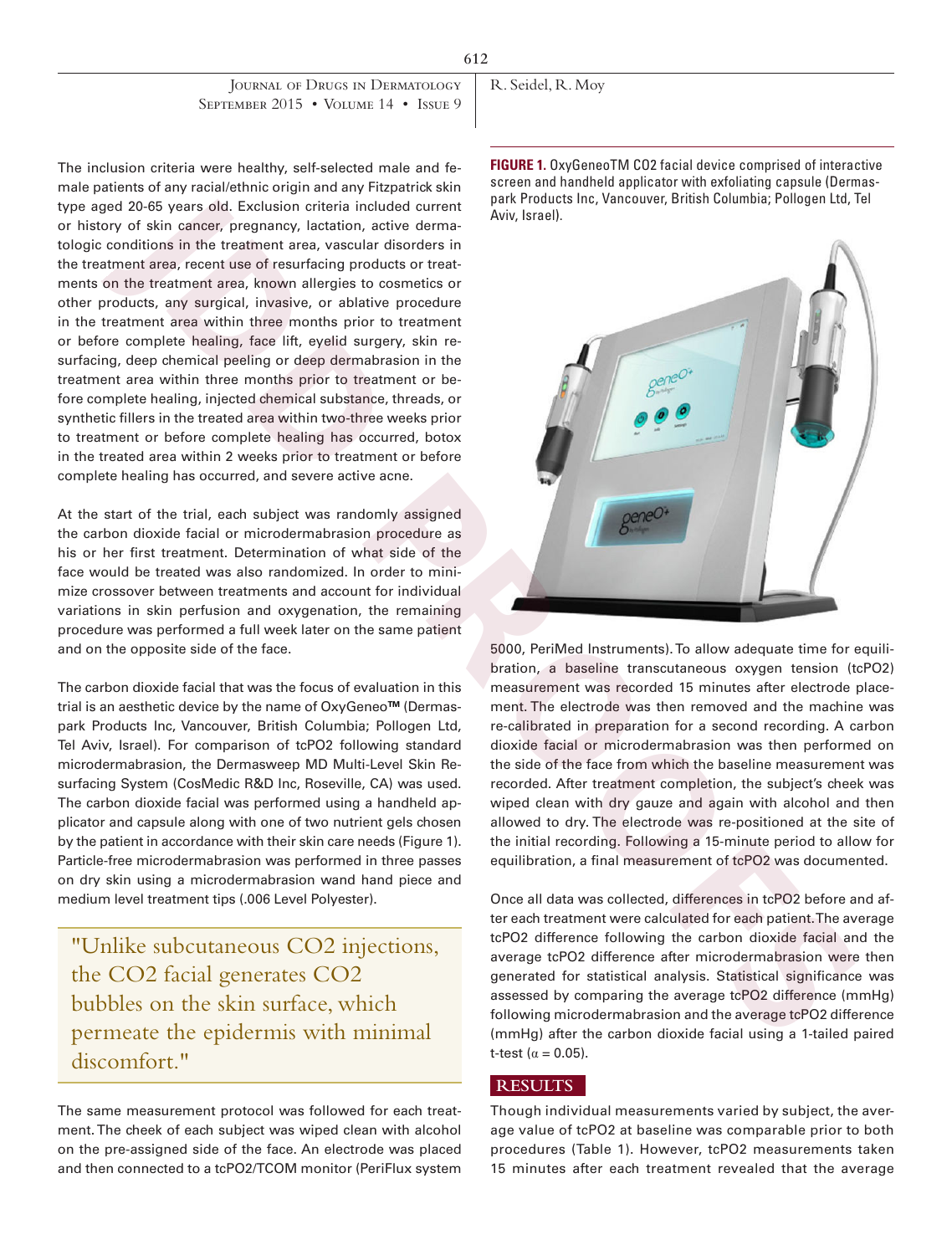The inclusion criteria were healthy, self-selected male and female patients of any racial/ethnic origin and any Fitzpatrick skin type aged 20-65 years old. Exclusion criteria included current or history of skin cancer, pregnancy, lactation, active dermatologic conditions in the treatment area, vascular disorders in the treatment area, recent use of resurfacing products or treatments on the treatment area, known allergies to cosmetics or other products, any surgical, invasive, or ablative procedure in the treatment area within three months prior to treatment or before complete healing, face lift, eyelid surgery, skin resurfacing, deep chemical peeling or deep dermabrasion in the treatment area within three months prior to treatment or before complete healing, injected chemical substance, threads, or synthetic fillers in the treated area within two-three weeks prior to treatment or before complete healing has occurred, botox in the treated area within 2 weeks prior to treatment or before complete healing has occurred, and severe active acne.

At the start of the trial, each subject was randomly assigned the carbon dioxide facial or microdermabrasion procedure as his or her first treatment. Determination of what side of the face would be treated was also randomized. In order to minimize crossover between treatments and account for individual variations in skin perfusion and oxygenation, the remaining procedure was performed a full week later on the same patient and on the opposite side of the face.

The carbon dioxide facial that was the focus of evaluation in this trial is an aesthetic device by the name of OxyGeneo™ (Dermaspark Products Inc, Vancouver, British Columbia; Pollogen Ltd, Tel Aviv, Israel). For comparison of tcPO2 following standard microdermabrasion, the Dermasweep MD Multi-Level Skin Resurfacing System (CosMedic R&D Inc, Roseville, CA) was used. The carbon dioxide facial was performed using a handheld applicator and capsule along with one of two nutrient gels chosen by the patient in accordance with their skin care needs (Figure 1). Particle-free microdermabrasion was performed in three passes on dry skin using a microdermabrasion wand hand piece and medium level treatment tips (.006 Level Polyester).

> "Unlike subcutaneous $CO_2$ injections, the $CO_2$ facial generates $CO_2$ bubbles on the skin surface, which permeate the epidermis with minimal discomfort."

The same measurement protocol was followed for each treatment. The cheek of each subject was wiped clean with alcohol on the pre-assigned side of the face. An electrode was placed and then connected to a tcPO2/TCOM monitor (PeriFlux system 5000, PeriMed Instruments). To allow adequate time for equilibration, a baseline transcutaneous oxygen tension (tcPO2) measurement was recorded 15 minutes after electrode placement. The electrode was then removed and the machine was re-calibrated in preparation for a second recording. A carbon dioxide facial or microdermabrasion was then performed on the side of the face from which the baseline measurement was recorded. After treatment completion, the subject's cheek was wiped clean with dry gauze and again with alcohol and then allowed to dry. The electrode was re-positioned at the site of the initial recording. Following a 15-minute period to allow for equilibration, a final measurement of tcPO2 was documented.

**FIGURE 1.** OxyGeneoTM CO2 facial device comprised of interactive screen and handheld applicator with exfoliating capsule (Dermaspark Products Inc, Vancouver, British Columbia; Pollogen Ltd, Tel Aviv, Israel).

Once all data was collected, differences in tcPO2 before and after each treatment were calculated for each patient. The average tcPO2 difference following the carbon dioxide facial and the average tcPO2 difference after microdermabrasion were then generated for statistical analysis. Statistical significance was assessed by comparing the average tcPO2 difference (mmHg) following microdermabrasion and the average tcPO2 difference (mmHg) after the carbon dioxide facial using a 1-tailed paired t-test ($\alpha = 0.05$).

## RESULTS

Though individual measurements varied by subject, the average value of tcPO2 at baseline was comparable prior to both procedures (Table 1). However, tcPO2 measurements taken 15 minutes after each treatment revealed that the average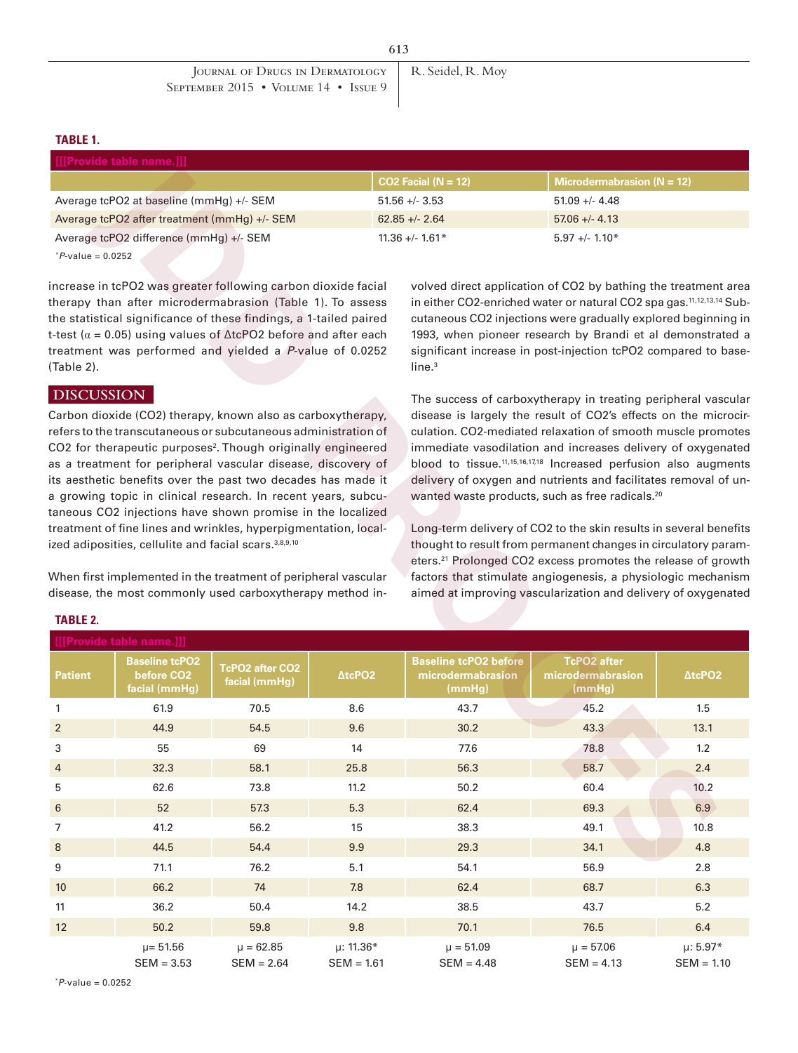**TABLE 1.**

[[[Provide table name.]]]

| | CO2 Facial (N = 12) | Microdermabrasion (N = 12) |
|---|---|---|
| Average tcPO2 at baseline (mmHg) +/- SEM | 51.56 +/- 3.53 | 51.09 +/- 4.48 |
| Average tcPO2 after treatment (mmHg) +/- SEM | 62.85 +/- 2.64 | 57.06 +/- 4.13 |
| Average tcPO2 difference (mmHg) +/- SEM | 11.36 +/- 1.61* | 5.97 +/- 1.10* |

*$P$-value = 0.0252

increase in tcPO2 was greater following carbon dioxide facial therapy than after microdermabrasion (Table 1). To assess the statistical significance of these findings, a 1-tailed paired t-test ($\alpha = 0.05$) using values of $\Delta$tcPO2 before and after each treatment was performed and yielded a $P$-value of 0.0252 (Table 2).

## DISCUSSION

Carbon dioxide ($CO_2$) therapy, known also as carboxytherapy, refers to the transcutaneous or subcutaneous administration of $CO_2$ for therapeutic purposes[2]. Though originally engineered as a treatment for peripheral vascular disease, discovery of its aesthetic benefits over the past two decades has made it a growing topic in clinical research. In recent years, subcutaneous $CO_2$ injections have shown promise in the localized treatment of fine lines and wrinkles, hyperpigmentation, localized adiposities, cellulite and facial scars.[3,8,9,10]

When first implemented in the treatment of peripheral vascular disease, the most commonly used carboxytherapy method involved direct application of $CO_2$ by bathing the treatment area in either $CO_2$-enriched water or natural $CO_2$ spa gas.[11,12,13,14] Subcutaneous $CO_2$ injections were gradually explored beginning in 1993, when pioneer research by Brandi et al demonstrated a significant increase in post-injection tcPO2 compared to baseline.[3]

The success of carboxytherapy in treating peripheral vascular disease is largely the result of $CO_2$'s effects on the microcirculation. $CO_2$-mediated relaxation of smooth muscle promotes immediate vasodilation and increases delivery of oxygenated blood to tissue.[11,15,16,17,18] Increased perfusion also augments delivery of oxygen and nutrients and facilitates removal of unwanted waste products, such as free radicals.[20]

Long-term delivery of $CO_2$ to the skin results in several benefits thought to result from permanent changes in circulatory parameters.[21] Prolonged $CO_2$ excess promotes the release of growth factors that stimulate angiogenesis, a physiologic mechanism aimed at improving vascularization and delivery of oxygenated

**TABLE 2.**

[[[Provide table name.]]]

| Patient | Baseline tcPO2 before CO2 facial (mmHg) | TcPO2 after CO2 facial (mmHg) | ΔtcPO2 | Baseline tcPO2 before microdermabrasion (mmHg) | TcPO2 after microdermabrasion (mmHg) | ΔtcPO2 |
|---|---|---|---|---|---|---|
| 1 | 61.9 | 70.5 | 8.6 | 43.7 | 45.2 | 1.5 |
| 2 | 44.9 | 54.5 | 9.6 | 30.2 | 43.3 | 13.1 |
| 3 | 55 | 69 | 14 | 77.6 | 78.8 | 1.2 |
| 4 | 32.3 | 58.1 | 25.8 | 56.3 | 58.7 | 2.4 |
| 5 | 62.6 | 73.8 | 11.2 | 50.2 | 60.4 | 10.2 |
| 6 | 52 | 57.3 | 5.3 | 62.4 | 69.3 | 6.9 |
| 7 | 41.2 | 56.2 | 15 | 38.3 | 49.1 | 10.8 |
| 8 | 44.5 | 54.4 | 9.9 | 29.3 | 34.1 | 4.8 |
| 9 | 71.1 | 76.2 | 5.1 | 54.1 | 56.9 | 2.8 |
| 10 | 66.2 | 74 | 7.8 | 62.4 | 68.7 | 6.3 |
| 11 | 36.2 | 50.4 | 14.2 | 38.5 | 43.7 | 5.2 |
| 12 | 50.2 | 59.8 | 9.8 | 70.1 | 76.5 | 6.4 |
| | $\mu$= 51.56 SEM = 3.53 | $\mu$ = 62.85 SEM = 2.64 | $\mu$: 11.36* SEM = 1.61 | $\mu$ = 51.09 SEM = 4.48 | $\mu$ = 57.06 SEM = 4.13 | $\mu$: 5.97* SEM = 1.10 |

*$P$-value = 0.0252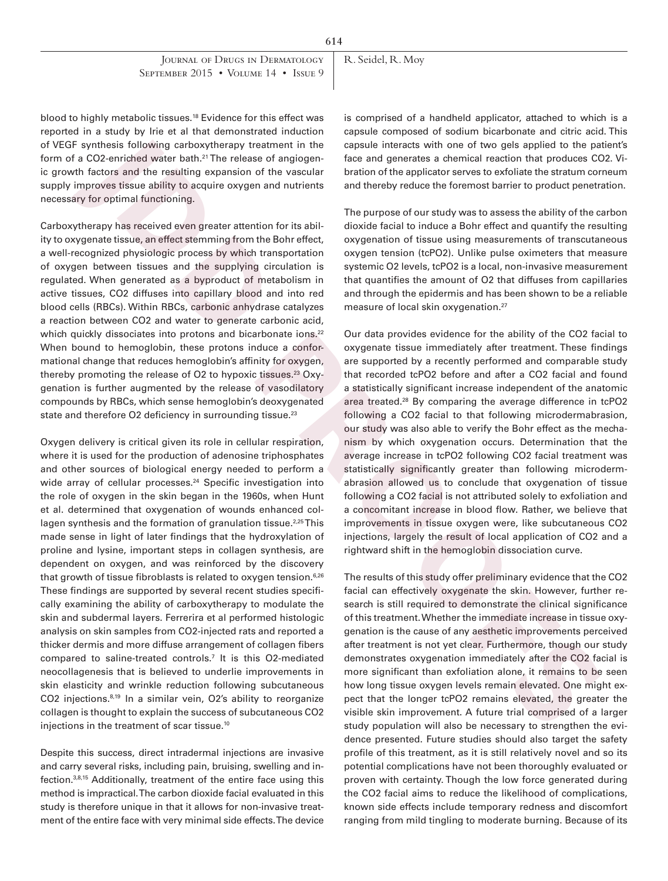blood to highly metabolic tissues.[18] Evidence for this effect was reported in a study by Irie et al that demonstrated induction of VEGF synthesis following carboxytherapy treatment in the form of a $CO_2$-enriched water bath.[21] The release of angiogenic growth factors and the resulting expansion of the vascular supply improves tissue ability to acquire oxygen and nutrients necessary for optimal functioning.

Carboxytherapy has received even greater attention for its ability to oxygenate tissue, an effect stemming from the Bohr effect, a well-recognized physiologic process by which transportation of oxygen between tissues and the supplying circulation is regulated. When generated as a byproduct of metabolism in active tissues, $CO_2$ diffuses into capillary blood and into red blood cells (RBCs). Within RBCs, carbonic anhydrase catalyzes a reaction between $CO_2$ and water to generate carbonic acid, which quickly dissociates into protons and bicarbonate ions.[22] When bound to hemoglobin, these protons induce a conformational change that reduces hemoglobin's affinity for oxygen, thereby promoting the release of $O_2$ to hypoxic tissues.[23] Oxygenation is further augmented by the release of vasodilatory compounds by RBCs, which sense hemoglobin's deoxygenated state and therefore $O_2$ deficiency in surrounding tissue.[23]

Oxygen delivery is critical given its role in cellular respiration, where it is used for the production of adenosine triphosphates and other sources of biological energy needed to perform a wide array of cellular processes.[24] Specific investigation into the role of oxygen in the skin began in the 1960s, when Hunt et al. determined that oxygenation of wounds enhanced collagen synthesis and the formation of granulation tissue.[2,25] This made sense in light of later findings that the hydroxylation of proline and lysine, important steps in collagen synthesis, are dependent on oxygen, and was reinforced by the discovery that growth of tissue fibroblasts is related to oxygen tension.[6,26] These findings are supported by several recent studies specifically examining the ability of carboxytherapy to modulate the skin and subdermal layers. Ferrerira et al performed histologic analysis on skin samples from $CO_2$-injected rats and reported a thicker dermis and more diffuse arrangement of collagen fibers compared to saline-treated controls.[7] It is this $O_2$-mediated neocollagenesis that is believed to underlie improvements in skin elasticity and wrinkle reduction following subcutaneous $CO_2$ injections.[8,19] In a similar vein, $O_2$'s ability to reorganize collagen is thought to explain the success of subcutaneous $CO_2$ injections in the treatment of scar tissue.[10]

Despite this success, direct intradermal injections are invasive and carry several risks, including pain, bruising, swelling and infection.[3,8,15] Additionally, treatment of the entire face using this method is impractical. The carbon dioxide facial evaluated in this study is therefore unique in that it allows for non-invasive treatment of the entire face with very minimal side effects. The device is comprised of a handheld applicator, attached to which is a capsule composed of sodium bicarbonate and citric acid. This capsule interacts with one of two gels applied to the patient's face and generates a chemical reaction that produces $CO_2$. Vibration of the applicator serves to exfoliate the stratum corneum and thereby reduce the foremost barrier to product penetration.

The purpose of our study was to assess the ability of the carbon dioxide facial to induce a Bohr effect and quantify the resulting oxygenation of tissue using measurements of transcutaneous oxygen tension ($tcPO_2$). Unlike pulse oximeters that measure systemic $O_2$ levels, $tcPO_2$ is a local, non-invasive measurement that quantifies the amount of $O_2$ that diffuses from capillaries and through the epidermis and has been shown to be a reliable measure of local skin oxygenation.[27]

Our data provides evidence for the ability of the $CO_2$ facial to oxygenate tissue immediately after treatment. These findings are supported by a recently performed and comparable study that recorded $tcPO_2$ before and after a $CO_2$ facial and found a statistically significant increase independent of the anatomic area treated.[28] By comparing the average difference in $tcPO_2$ following a $CO_2$ facial to that following microdermabrasion, our study was also able to verify the Bohr effect as the mechanism by which oxygenation occurs. Determination that the average increase in $tcPO_2$ following $CO_2$ facial treatment was statistically significantly greater than following microdermabrasion allowed us to conclude that oxygenation of tissue following a $CO_2$ facial is not attributed solely to exfoliation and a concomitant increase in blood flow. Rather, we believe that improvements in tissue oxygen were, like subcutaneous $CO_2$ injections, largely the result of local application of $CO_2$ and a rightward shift in the hemoglobin dissociation curve.

The results of this study offer preliminary evidence that the $CO_2$ facial can effectively oxygenate the skin. However, further research is still required to demonstrate the clinical significance of this treatment. Whether the immediate increase in tissue oxygenation is the cause of any aesthetic improvements perceived after treatment is not yet clear. Furthermore, though our study demonstrates oxygenation immediately after the $CO_2$ facial is more significant than exfoliation alone, it remains to be seen how long tissue oxygen levels remain elevated. One might expect that the longer $tcPO_2$ remains elevated, the greater the visible skin improvement. A future trial comprised of a larger study population will also be necessary to strengthen the evidence presented. Future studies should also target the safety profile of this treatment, as it is still relatively novel and so its potential complications have not been thoroughly evaluated or proven with certainty. Though the low force generated during the $CO_2$ facial aims to reduce the likelihood of complications, known side effects include temporary redness and discomfort ranging from mild tingling to moderate burning. Because of its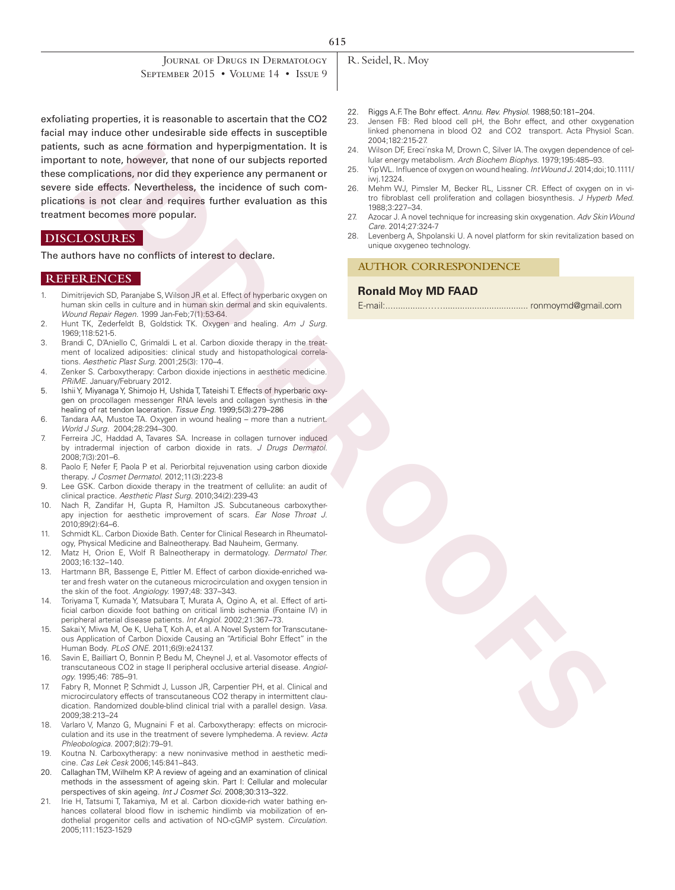exfoliating properties, it is reasonable to ascertain that the CO2 facial may induce other undesirable side effects in susceptible patients, such as acne formation and hyperpigmentation. It is important to note, however, that none of our subjects reported these complications, nor did they experience any permanent or severe side effects. Nevertheless, the incidence of such complications is not clear and requires further evaluation as this treatment becomes more popular.

## DISCLOSURES

The authors have no conflicts of interest to declare.

## REFERENCES

1. Dimitrijevich SD, Paranjabe S, Wilson JR et al. Effect of hyperbaric oxygen on human skin cells in culture and in human skin dermal and skin equivalents. *Wound Repair Regen.* 1999 Jan-Feb;7(1):53-64.
2. Hunt TK, Zederfeldt B, Goldstick TK. Oxygen and healing. *Am J Surg.* 1969;118:521-5.
3. Brandi C, D'Aniello C, Grimaldi L et al. Carbon dioxide therapy in the treatment of localized adiposities: clinical study and histopathological correlations. *Aesthetic Plast Surg.* 2001;25(3): 170–4.
4. Zenker S. Carboxytherapy: Carbon dioxide injections in aesthetic medicine. *PRiME*. January/February 2012.
5. Ishii Y, Miyanaga Y, Shimojo H, Ushida T, Tateishi T. Effects of hyperbaric oxygen on procollagen messenger RNA levels and collagen synthesis in the healing of rat tendon laceration. *Tissue Eng.* 1999;5(3):279–286
6. Tandara AA, Mustoe TA. Oxygen in wound healing – more than a nutrient. *World J Surg.* 2004;28:294–300.
7. Ferreira JC, Haddad A, Tavares SA. Increase in collagen turnover induced by intradermal injection of carbon dioxide in rats. *J Drugs Dermatol.* 2008;7(3):201–6.
8. Paolo F, Nefer F, Paola P et al. Periorbital rejuvenation using carbon dioxide therapy. *J Cosmet Dermatol.* 2012;11(3):223-8
9. Lee GSK. Carbon dioxide therapy in the treatment of cellulite: an audit of clinical practice. *Aesthetic Plast Surg.* 2010;34(2):239-43
10. Nach R, Zandifar H, Gupta R, Hamilton JS. Subcutaneous carboxytherapy injection for aesthetic improvement of scars. *Ear Nose Throat J.* 2010;89(2):64–6.
11. Schmidt KL. Carbon Dioxide Bath. Center for Clinical Research in Rheumatology, Physical Medicine and Balneotherapy. Bad Nauheim, Germany.
12. Matz H, Orion E, Wolf R Balneotherapy in dermatology. *Dermatol Ther.* 2003;16:132–140.
13. Hartmann BR, Bassenge E, Pittler M. Effect of carbon dioxide-enriched water and fresh water on the cutaneous microcirculation and oxygen tension in the skin of the foot. *Angiology.* 1997;48: 337–343.
14. Toriyama T, Kumada Y, Matsubara T, Murata A, Ogino A, et al. Effect of artificial carbon dioxide foot bathing on critical limb ischemia (Fontaine IV) in peripheral arterial disease patients. *Int Angiol.* 2002;21:367–73.
15. Sakai Y, Miwa M, Oe K, Ueha T, Koh A, et al. A Novel System for Transcutaneous Application of Carbon Dioxide Causing an "Artificial Bohr Effect" in the Human Body. *PLoS ONE.* 2011;6(9):e24137.
16. Savin E, Bailliart O, Bonnin P, Bedu M, Cheynel J, et al. Vasomotor effects of transcutaneous CO2 in stage II peripheral occlusive arterial disease. *Angiology.* 1995;46: 785–91.
17. Fabry R, Monnet P, Schmidt J, Lusson JR, Carpentier PH, et al. Clinical and microcirculatory effects of transcutaneous CO2 therapy in intermittent claudication. Randomized double-blind clinical trial with a parallel design. *Vasa.* 2009;38:213–24
18. Varlaro V, Manzo G, Mugnaini F et al. Carboxytherapy: effects on microcirculation and its use in the treatment of severe lymphedema. A review. *Acta Phleobologica.* 2007;8(2):79–91.
19. Koutna N. Carboxytherapy: a new noninvasive method in aesthetic medicine. *Cas Lek Cesk* 2006;145:841–843.
20. Callaghan TM, Wilhelm KP. A review of ageing and an examination of clinical methods in the assessment of ageing skin. Part I: Cellular and molecular perspectives of skin ageing. *Int J Cosmet Sci.* 2008;30:313–322.
21. Irie H, Tatsumi T, Takamiya, M et al. Carbon dioxide-rich water bathing enhances collateral blood flow in ischemic hindlimb via mobilization of endothelial progenitor cells and activation of NO-cGMP system. *Circulation.* 2005;111:1523-1529
22. Riggs A.F. The Bohr effect. *Annu. Rev. Physiol.* 1988;50:181–204.
23. Jensen FB: Red blood cell pH, the Bohr effect, and other oxygenation linked phenomena in blood O2 and CO2 transport. Acta Physiol Scan. 2004;182:215-27.
24. Wilson DF, Ereci´nska M, Drown C, Silver IA. The oxygen dependence of cellular energy metabolism. *Arch Biochem Biophys.* 1979;195:485–93.
25. Yip WL. Influence of oxygen on wound healing. *Int Wound J.* 2014;doi;10.1111/iwj.12324.
26. Mehm WJ, Pimsler M, Becker RL, Lissner CR. Effect of oxygen on in vitro fibroblast cell proliferation and collagen biosynthesis. *J Hyperb Med.* 1988;3:227–34.
27. Azocar J. A novel technique for increasing skin oxygenation. *Adv Skin Wound Care.* 2014;27:324-7
28. Levenberg A, Shpolanski U. A novel platform for skin revitalization based on unique oxygeneo technology.

## AUTHOR CORRESPONDENCE

**Ronald Moy MD FAAD**

E-mail:................…................................... ronmoymd@gmail.com